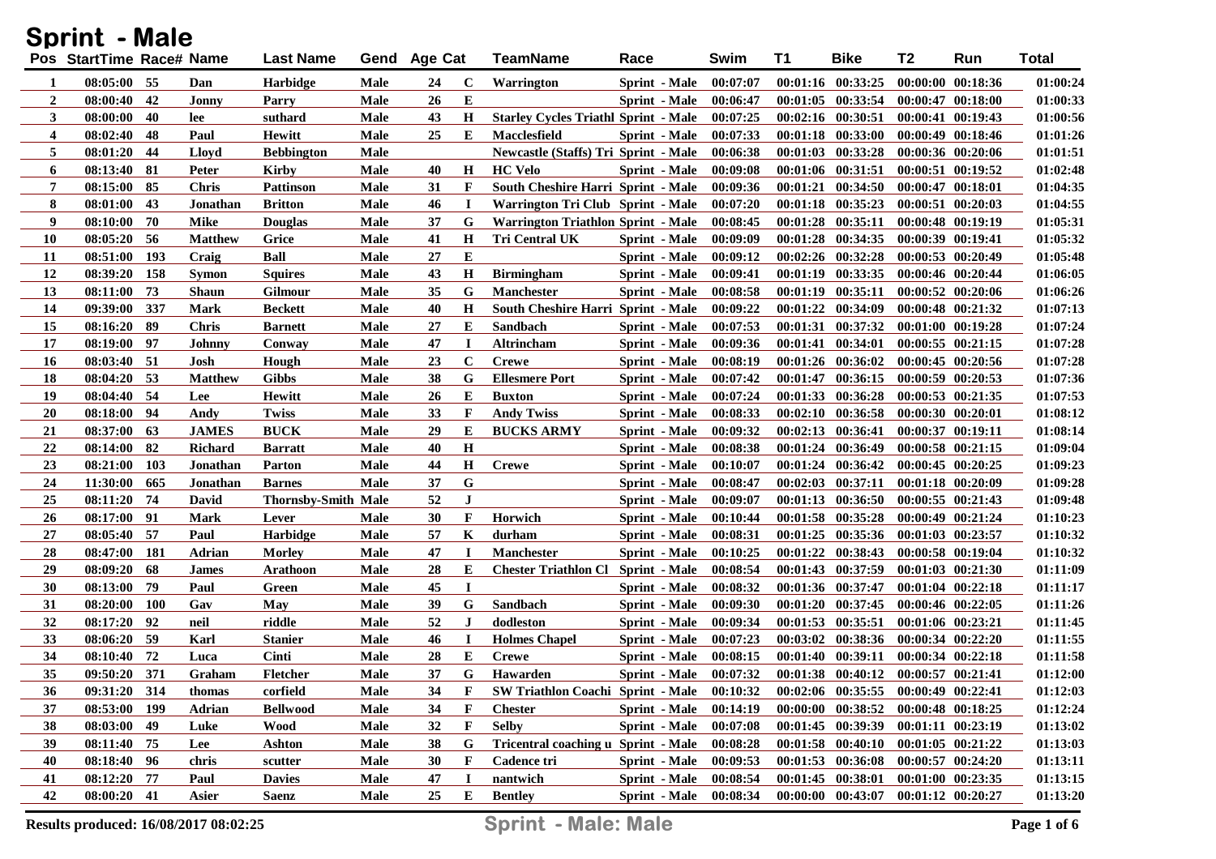# Sprint - Male

| Pos | StartTime | Race# | Name | Last Name | Gend | Age | Cat | TeamName | Race | Swim | T1 | Bike | T2 | Run | Total |
|---|---|---|---|---|---|---|---|---|---|---|---|---|---|---|---|
| 1 | 08:05:00 | 55 | Dan | Harbidge | Male | 24 | C | Warrington | Sprint - Male | 00:07:07 | 00:01:16 | 00:33:25 | 00:00:00 | 00:18:36 | 01:00:24 |
| 2 | 08:00:40 | 42 | Jonny | Parry | Male | 26 | E | | Sprint - Male | 00:06:47 | 00:01:05 | 00:33:54 | 00:00:47 | 00:18:00 | 01:00:33 |
| 3 | 08:00:00 | 40 | lee | suthard | Male | 43 | H | Starley Cycles Triathl | Sprint - Male | 00:07:25 | 00:02:16 | 00:30:51 | 00:00:41 | 00:19:43 | 01:00:56 |
| 4 | 08:02:40 | 48 | Paul | Hewitt | Male | 25 | E | Macclesfield | Sprint - Male | 00:07:33 | 00:01:18 | 00:33:00 | 00:00:49 | 00:18:46 | 01:01:26 |
| 5 | 08:01:20 | 44 | Lloyd | Bebbington | Male | | | Newcastle (Staffs) Tri | Sprint - Male | 00:06:38 | 00:01:03 | 00:33:28 | 00:00:36 | 00:20:06 | 01:01:51 |
| 6 | 08:13:40 | 81 | Peter | Kirby | Male | 40 | H | HC Velo | Sprint - Male | 00:09:08 | 00:01:06 | 00:31:51 | 00:00:51 | 00:19:52 | 01:02:48 |
| 7 | 08:15:00 | 85 | Chris | Pattinson | Male | 31 | F | South Cheshire Harri | Sprint - Male | 00:09:36 | 00:01:21 | 00:34:50 | 00:00:47 | 00:18:01 | 01:04:35 |
| 8 | 08:01:00 | 43 | Jonathan | Britton | Male | 46 | I | Warrington Tri Club | Sprint - Male | 00:07:20 | 00:01:18 | 00:35:23 | 00:00:51 | 00:20:03 | 01:04:55 |
| 9 | 08:10:00 | 70 | Mike | Douglas | Male | 37 | G | Warrington Triathlon | Sprint - Male | 00:08:45 | 00:01:28 | 00:35:11 | 00:00:48 | 00:19:19 | 01:05:31 |
| 10 | 08:05:20 | 56 | Matthew | Grice | Male | 41 | H | Tri Central UK | Sprint - Male | 00:09:09 | 00:01:28 | 00:34:35 | 00:00:39 | 00:19:41 | 01:05:32 |
| 11 | 08:51:00 | 193 | Craig | Ball | Male | 27 | E | | Sprint - Male | 00:09:12 | 00:02:26 | 00:32:28 | 00:00:53 | 00:20:49 | 01:05:48 |
| 12 | 08:39:20 | 158 | Symon | Squires | Male | 43 | H | Birmingham | Sprint - Male | 00:09:41 | 00:01:19 | 00:33:35 | 00:00:46 | 00:20:44 | 01:06:05 |
| 13 | 08:11:00 | 73 | Shaun | Gilmour | Male | 35 | G | Manchester | Sprint - Male | 00:08:58 | 00:01:19 | 00:35:11 | 00:00:52 | 00:20:06 | 01:06:26 |
| 14 | 09:39:00 | 337 | Mark | Beckett | Male | 40 | H | South Cheshire Harri | Sprint - Male | 00:09:22 | 00:01:22 | 00:34:09 | 00:00:48 | 00:21:32 | 01:07:13 |
| 15 | 08:16:20 | 89 | Chris | Barnett | Male | 27 | E | Sandbach | Sprint - Male | 00:07:53 | 00:01:31 | 00:37:32 | 00:01:00 | 00:19:28 | 01:07:24 |
| 17 | 08:19:00 | 97 | Johnny | Conway | Male | 47 | I | Altrincham | Sprint - Male | 00:09:36 | 00:01:41 | 00:34:01 | 00:00:55 | 00:21:15 | 01:07:28 |
| 16 | 08:03:40 | 51 | Josh | Hough | Male | 23 | C | Crewe | Sprint - Male | 00:08:19 | 00:01:26 | 00:36:02 | 00:00:45 | 00:20:56 | 01:07:28 |
| 18 | 08:04:20 | 53 | Matthew | Gibbs | Male | 38 | G | Ellesmere Port | Sprint - Male | 00:07:42 | 00:01:47 | 00:36:15 | 00:00:59 | 00:20:53 | 01:07:36 |
| 19 | 08:04:40 | 54 | Lee | Hewitt | Male | 26 | E | Buxton | Sprint - Male | 00:07:24 | 00:01:33 | 00:36:28 | 00:00:53 | 00:21:35 | 01:07:53 |
| 20 | 08:18:00 | 94 | Andy | Twiss | Male | 33 | F | Andy Twiss | Sprint - Male | 00:08:33 | 00:02:10 | 00:36:58 | 00:00:30 | 00:20:01 | 01:08:12 |
| 21 | 08:37:00 | 63 | JAMES | BUCK | Male | 29 | E | BUCKS ARMY | Sprint - Male | 00:09:32 | 00:02:13 | 00:36:41 | 00:00:37 | 00:19:11 | 01:08:14 |
| 22 | 08:14:00 | 82 | Richard | Barratt | Male | 40 | H | | Sprint - Male | 00:08:38 | 00:01:24 | 00:36:49 | 00:00:58 | 00:21:15 | 01:09:04 |
| 23 | 08:21:00 | 103 | Jonathan | Parton | Male | 44 | H | Crewe | Sprint - Male | 00:10:07 | 00:01:24 | 00:36:42 | 00:00:45 | 00:20:25 | 01:09:23 |
| 24 | 11:30:00 | 665 | Jonathan | Barnes | Male | 37 | G | | Sprint - Male | 00:08:47 | 00:02:03 | 00:37:11 | 00:01:18 | 00:20:09 | 01:09:28 |
| 25 | 08:11:20 | 74 | David | Thornsby-Smith | Male | 52 | J | | Sprint - Male | 00:09:07 | 00:01:13 | 00:36:50 | 00:00:55 | 00:21:43 | 01:09:48 |
| 26 | 08:17:00 | 91 | Mark | Lever | Male | 30 | F | Horwich | Sprint - Male | 00:10:44 | 00:01:58 | 00:35:28 | 00:00:49 | 00:21:24 | 01:10:23 |
| 27 | 08:05:40 | 57 | Paul | Harbidge | Male | 57 | K | durham | Sprint - Male | 00:08:31 | 00:01:25 | 00:35:36 | 00:01:03 | 00:23:57 | 01:10:32 |
| 28 | 08:47:00 | 181 | Adrian | Morley | Male | 47 | I | Manchester | Sprint - Male | 00:10:25 | 00:01:22 | 00:38:43 | 00:00:58 | 00:19:04 | 01:10:32 |
| 29 | 08:09:20 | 68 | James | Arathoon | Male | 28 | E | Chester Triathlon Cl | Sprint - Male | 00:08:54 | 00:01:43 | 00:37:59 | 00:01:03 | 00:21:30 | 01:11:09 |
| 30 | 08:13:00 | 79 | Paul | Green | Male | 45 | I | | Sprint - Male | 00:08:32 | 00:01:36 | 00:37:47 | 00:01:04 | 00:22:18 | 01:11:17 |
| 31 | 08:20:00 | 100 | Gav | May | Male | 39 | G | Sandbach | Sprint - Male | 00:09:30 | 00:01:20 | 00:37:45 | 00:00:46 | 00:22:05 | 01:11:26 |
| 32 | 08:17:20 | 92 | neil | riddle | Male | 52 | J | dodleston | Sprint - Male | 00:09:34 | 00:01:53 | 00:35:51 | 00:01:06 | 00:23:21 | 01:11:45 |
| 33 | 08:06:20 | 59 | Karl | Stanier | Male | 46 | I | Holmes Chapel | Sprint - Male | 00:07:23 | 00:03:02 | 00:38:36 | 00:00:34 | 00:22:20 | 01:11:55 |
| 34 | 08:10:40 | 72 | Luca | Cinti | Male | 28 | E | Crewe | Sprint - Male | 00:08:15 | 00:01:40 | 00:39:11 | 00:00:34 | 00:22:18 | 01:11:58 |
| 35 | 09:50:20 | 371 | Graham | Fletcher | Male | 37 | G | Hawarden | Sprint - Male | 00:07:32 | 00:01:38 | 00:40:12 | 00:00:57 | 00:21:41 | 01:12:00 |
| 36 | 09:31:20 | 314 | thomas | corfield | Male | 34 | F | SW Triathlon Coachi | Sprint - Male | 00:10:32 | 00:02:06 | 00:35:55 | 00:00:49 | 00:22:41 | 01:12:03 |
| 37 | 08:53:00 | 199 | Adrian | Bellwood | Male | 34 | F | Chester | Sprint - Male | 00:14:19 | 00:00:00 | 00:38:52 | 00:00:48 | 00:18:25 | 01:12:24 |
| 38 | 08:03:00 | 49 | Luke | Wood | Male | 32 | F | Selby | Sprint - Male | 00:07:08 | 00:01:45 | 00:39:39 | 00:01:11 | 00:23:19 | 01:13:02 |
| 39 | 08:11:40 | 75 | Lee | Ashton | Male | 38 | G | Tricentral coaching u | Sprint - Male | 00:08:28 | 00:01:58 | 00:40:10 | 00:01:05 | 00:21:22 | 01:13:03 |
| 40 | 08:18:40 | 96 | chris | scutter | Male | 30 | F | Cadence tri | Sprint - Male | 00:09:53 | 00:01:53 | 00:36:08 | 00:00:57 | 00:24:20 | 01:13:11 |
| 41 | 08:12:20 | 77 | Paul | Davies | Male | 47 | I | nantwich | Sprint - Male | 00:08:54 | 00:01:45 | 00:38:01 | 00:01:00 | 00:23:35 | 01:13:15 |
| 42 | 08:00:20 | 41 | Asier | Saenz | Male | 25 | E | Bentley | Sprint - Male | 00:08:34 | 00:00:00 | 00:43:07 | 00:01:12 | 00:20:27 | 01:13:20 |

Results produced: 16/08/2017 08:02:25

Sprint - Male: Male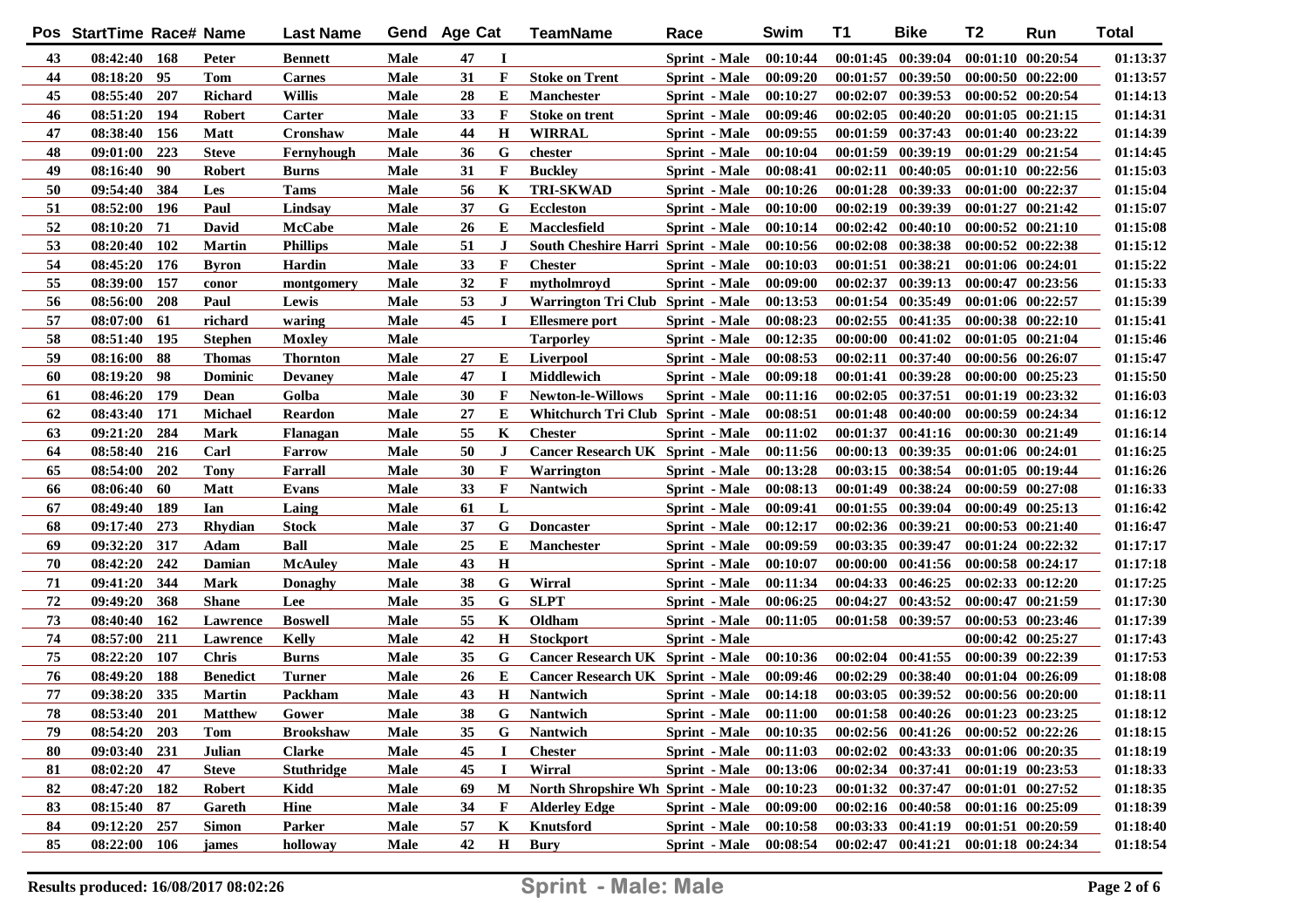| Pos | StartTime | Race# | Name | Last Name | Gend | Age | Cat | TeamName | Race | Swim | T1 | Bike | T2 | Run | Total |
|---|---|---|---|---|---|---|---|---|---|---|---|---|---|---|---|
| 43 | 08:42:40 | 168 | Peter | Bennett | Male | 47 | I | | Sprint - Male | 00:10:44 | 00:01:45 | 00:39:04 | 00:01:10 | 00:20:54 | 01:13:37 |
| 44 | 08:18:20 | 95 | Tom | Carnes | Male | 31 | F | Stoke on Trent | Sprint - Male | 00:09:20 | 00:01:57 | 00:39:50 | 00:00:50 | 00:22:00 | 01:13:57 |
| 45 | 08:55:40 | 207 | Richard | Willis | Male | 28 | E | Manchester | Sprint - Male | 00:10:27 | 00:02:07 | 00:39:53 | 00:00:52 | 00:20:54 | 01:14:13 |
| 46 | 08:51:20 | 194 | Robert | Carter | Male | 33 | F | Stoke on trent | Sprint - Male | 00:09:46 | 00:02:05 | 00:40:20 | 00:01:05 | 00:21:15 | 01:14:31 |
| 47 | 08:38:40 | 156 | Matt | Cronshaw | Male | 44 | H | WIRRAL | Sprint - Male | 00:09:55 | 00:01:59 | 00:37:43 | 00:01:40 | 00:23:22 | 01:14:39 |
| 48 | 09:01:00 | 223 | Steve | Fernyhough | Male | 36 | G | chester | Sprint - Male | 00:10:04 | 00:01:59 | 00:39:19 | 00:01:29 | 00:21:54 | 01:14:45 |
| 49 | 08:16:40 | 90 | Robert | Burns | Male | 31 | F | Buckley | Sprint - Male | 00:08:41 | 00:02:11 | 00:40:05 | 00:01:10 | 00:22:56 | 01:15:03 |
| 50 | 09:54:40 | 384 | Les | Tams | Male | 56 | K | TRI-SKWAD | Sprint - Male | 00:10:26 | 00:01:28 | 00:39:33 | 00:01:00 | 00:22:37 | 01:15:04 |
| 51 | 08:52:00 | 196 | Paul | Lindsay | Male | 37 | G | Eccleston | Sprint - Male | 00:10:00 | 00:02:19 | 00:39:39 | 00:01:27 | 00:21:42 | 01:15:07 |
| 52 | 08:10:20 | 71 | David | McCabe | Male | 26 | E | Macclesfield | Sprint - Male | 00:10:14 | 00:02:42 | 00:40:10 | 00:00:52 | 00:21:10 | 01:15:08 |
| 53 | 08:20:40 | 102 | Martin | Phillips | Male | 51 | J | South Cheshire Harri | Sprint - Male | 00:10:56 | 00:02:08 | 00:38:38 | 00:00:52 | 00:22:38 | 01:15:12 |
| 54 | 08:45:20 | 176 | Byron | Hardin | Male | 33 | F | Chester | Sprint - Male | 00:10:03 | 00:01:51 | 00:38:21 | 00:01:06 | 00:24:01 | 01:15:22 |
| 55 | 08:39:00 | 157 | conor | montgomery | Male | 32 | F | mytholmroyd | Sprint - Male | 00:09:00 | 00:02:37 | 00:39:13 | 00:00:47 | 00:23:56 | 01:15:33 |
| 56 | 08:56:00 | 208 | Paul | Lewis | Male | 53 | J | Warrington Tri Club | Sprint - Male | 00:13:53 | 00:01:54 | 00:35:49 | 00:01:06 | 00:22:57 | 01:15:39 |
| 57 | 08:07:00 | 61 | richard | waring | Male | 45 | I | Ellesmere port | Sprint - Male | 00:08:23 | 00:02:55 | 00:41:35 | 00:00:38 | 00:22:10 | 01:15:41 |
| 58 | 08:51:40 | 195 | Stephen | Moxley | Male | | | Tarporley | Sprint - Male | 00:12:35 | 00:00:00 | 00:41:02 | 00:01:05 | 00:21:04 | 01:15:46 |
| 59 | 08:16:00 | 88 | Thomas | Thornton | Male | 27 | E | Liverpool | Sprint - Male | 00:08:53 | 00:02:11 | 00:37:40 | 00:00:56 | 00:26:07 | 01:15:47 |
| 60 | 08:19:20 | 98 | Dominic | Devaney | Male | 47 | I | Middlewich | Sprint - Male | 00:09:18 | 00:01:41 | 00:39:28 | 00:00:00 | 00:25:23 | 01:15:50 |
| 61 | 08:46:20 | 179 | Dean | Golba | Male | 30 | F | Newton-le-Willows | Sprint - Male | 00:11:16 | 00:02:05 | 00:37:51 | 00:01:19 | 00:23:32 | 01:16:03 |
| 62 | 08:43:40 | 171 | Michael | Reardon | Male | 27 | E | Whitchurch Tri Club | Sprint - Male | 00:08:51 | 00:01:48 | 00:40:00 | 00:00:59 | 00:24:34 | 01:16:12 |
| 63 | 09:21:20 | 284 | Mark | Flanagan | Male | 55 | K | Chester | Sprint - Male | 00:11:02 | 00:01:37 | 00:41:16 | 00:00:30 | 00:21:49 | 01:16:14 |
| 64 | 08:58:40 | 216 | Carl | Farrow | Male | 50 | J | Cancer Research UK | Sprint - Male | 00:11:56 | 00:00:13 | 00:39:35 | 00:01:06 | 00:24:01 | 01:16:25 |
| 65 | 08:54:00 | 202 | Tony | Farrall | Male | 30 | F | Warrington | Sprint - Male | 00:13:28 | 00:03:15 | 00:38:54 | 00:01:05 | 00:19:44 | 01:16:26 |
| 66 | 08:06:40 | 60 | Matt | Evans | Male | 33 | F | Nantwich | Sprint - Male | 00:08:13 | 00:01:49 | 00:38:24 | 00:00:59 | 00:27:08 | 01:16:33 |
| 67 | 08:49:40 | 189 | Ian | Laing | Male | 61 | L | | Sprint - Male | 00:09:41 | 00:01:55 | 00:39:04 | 00:00:49 | 00:25:13 | 01:16:42 |
| 68 | 09:17:40 | 273 | Rhydian | Stock | Male | 37 | G | Doncaster | Sprint - Male | 00:12:17 | 00:02:36 | 00:39:21 | 00:00:53 | 00:21:40 | 01:16:47 |
| 69 | 09:32:20 | 317 | Adam | Ball | Male | 25 | E | Manchester | Sprint - Male | 00:09:59 | 00:03:35 | 00:39:47 | 00:01:24 | 00:22:32 | 01:17:17 |
| 70 | 08:42:20 | 242 | Damian | McAuley | Male | 43 | H | | Sprint - Male | 00:10:07 | 00:00:00 | 00:41:56 | 00:00:58 | 00:24:17 | 01:17:18 |
| 71 | 09:41:20 | 344 | Mark | Donaghy | Male | 38 | G | Wirral | Sprint - Male | 00:11:34 | 00:04:33 | 00:46:25 | 00:02:33 | 00:12:20 | 01:17:25 |
| 72 | 09:49:20 | 368 | Shane | Lee | Male | 35 | G | SLPT | Sprint - Male | 00:06:25 | 00:04:27 | 00:43:52 | 00:00:47 | 00:21:59 | 01:17:30 |
| 73 | 08:40:40 | 162 | Lawrence | Boswell | Male | 55 | K | Oldham | Sprint - Male | 00:11:05 | 00:01:58 | 00:39:57 | 00:00:53 | 00:23:46 | 01:17:39 |
| 74 | 08:57:00 | 211 | Lawrence | Kelly | Male | 42 | H | Stockport | Sprint - Male | | | | 00:00:42 | 00:25:27 | 01:17:43 |
| 75 | 08:22:20 | 107 | Chris | Burns | Male | 35 | G | Cancer Research UK | Sprint - Male | 00:10:36 | 00:02:04 | 00:41:55 | 00:00:39 | 00:22:39 | 01:17:53 |
| 76 | 08:49:20 | 188 | Benedict | Turner | Male | 26 | E | Cancer Research UK | Sprint - Male | 00:09:46 | 00:02:29 | 00:38:40 | 00:01:04 | 00:26:09 | 01:18:08 |
| 77 | 09:38:20 | 335 | Martin | Packham | Male | 43 | H | Nantwich | Sprint - Male | 00:14:18 | 00:03:05 | 00:39:52 | 00:00:56 | 00:20:00 | 01:18:11 |
| 78 | 08:53:40 | 201 | Matthew | Gower | Male | 38 | G | Nantwich | Sprint - Male | 00:11:00 | 00:01:58 | 00:40:26 | 00:01:23 | 00:23:25 | 01:18:12 |
| 79 | 08:54:20 | 203 | Tom | Brookshaw | Male | 35 | G | Nantwich | Sprint - Male | 00:10:35 | 00:02:56 | 00:41:26 | 00:00:52 | 00:22:26 | 01:18:15 |
| 80 | 09:03:40 | 231 | Julian | Clarke | Male | 45 | I | Chester | Sprint - Male | 00:11:03 | 00:02:02 | 00:43:33 | 00:01:06 | 00:20:35 | 01:18:19 |
| 81 | 08:02:20 | 47 | Steve | Stuthridge | Male | 45 | I | Wirral | Sprint - Male | 00:13:06 | 00:02:34 | 00:37:41 | 00:01:19 | 00:23:53 | 01:18:33 |
| 82 | 08:47:20 | 182 | Robert | Kidd | Male | 69 | M | North Shropshire Wh | Sprint - Male | 00:10:23 | 00:01:32 | 00:37:47 | 00:01:01 | 00:27:52 | 01:18:35 |
| 83 | 08:15:40 | 87 | Gareth | Hine | Male | 34 | F | Alderley Edge | Sprint - Male | 00:09:00 | 00:02:16 | 00:40:58 | 00:01:16 | 00:25:09 | 01:18:39 |
| 84 | 09:12:20 | 257 | Simon | Parker | Male | 57 | K | Knutsford | Sprint - Male | 00:10:58 | 00:03:33 | 00:41:19 | 00:01:51 | 00:20:59 | 01:18:40 |
| 85 | 08:22:00 | 106 | james | holloway | Male | 42 | H | Bury | Sprint - Male | 00:08:54 | 00:02:47 | 00:41:21 | 00:01:18 | 00:24:34 | 01:18:54 |

Results produced: 16/08/2017 08:02:26

**Sprint - Male: Male**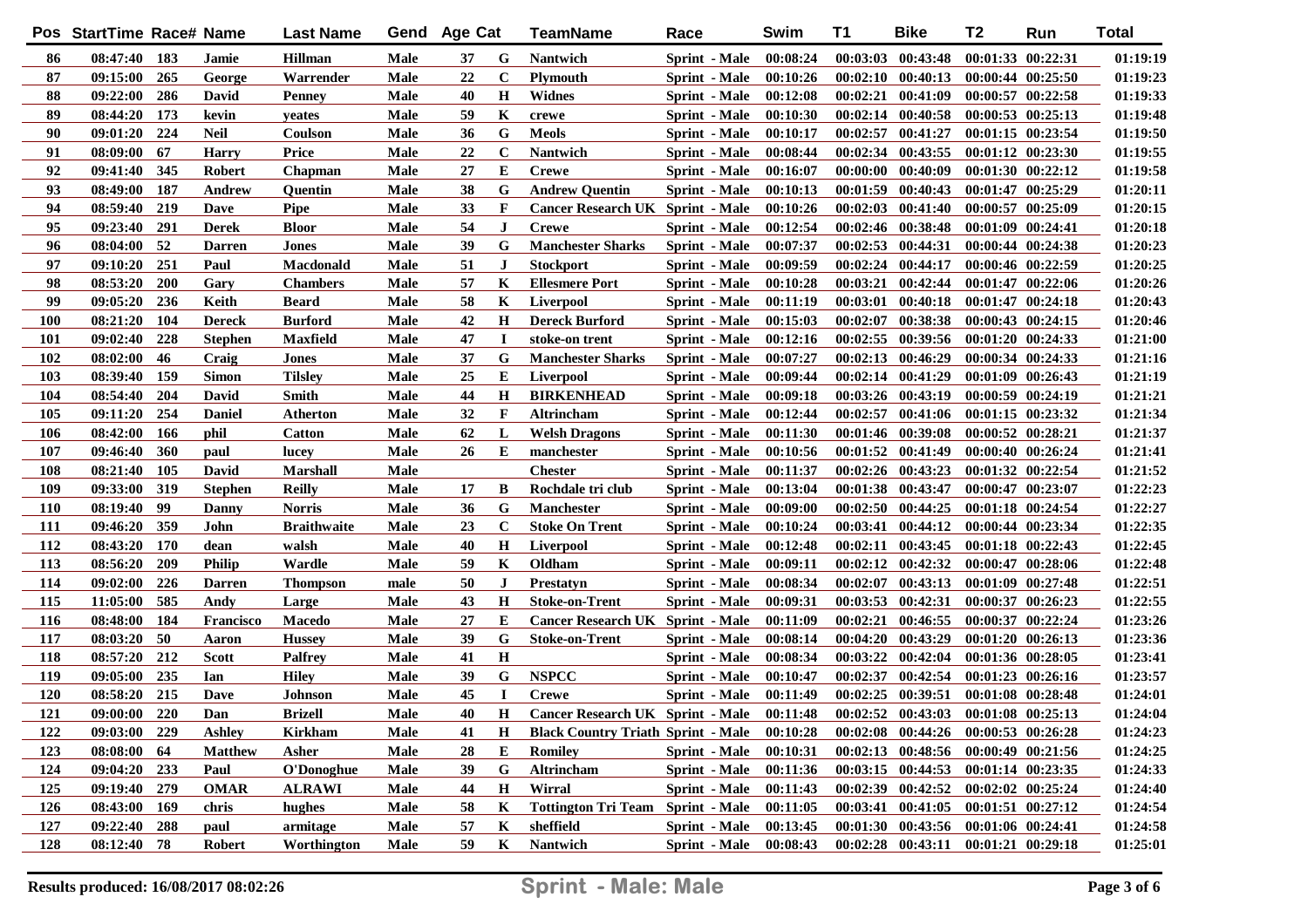| Pos | StartTime | Race# | Name | Last Name | Gend | Age | Cat | TeamName | Race | Swim | T1 | Bike | T2 | Run | Total |
|---|---|---|---|---|---|---|---|---|---|---|---|---|---|---|---|
| 86 | 08:47:40 | 183 | Jamie | Hillman | Male | 37 | G | Nantwich | Sprint - Male | 00:08:24 | 00:03:03 | 00:43:48 | 00:01:33 | 00:22:31 | 01:19:19 |
| 87 | 09:15:00 | 265 | George | Warrender | Male | 22 | C | Plymouth | Sprint - Male | 00:10:26 | 00:02:10 | 00:40:13 | 00:00:44 | 00:25:50 | 01:19:23 |
| 88 | 09:22:00 | 286 | David | Penney | Male | 40 | H | Widnes | Sprint - Male | 00:12:08 | 00:02:21 | 00:41:09 | 00:00:57 | 00:22:58 | 01:19:33 |
| 89 | 08:44:20 | 173 | kevin | yeates | Male | 59 | K | crewe | Sprint - Male | 00:10:30 | 00:02:14 | 00:40:58 | 00:00:53 | 00:25:13 | 01:19:48 |
| 90 | 09:01:20 | 224 | Neil | Coulson | Male | 36 | G | Meols | Sprint - Male | 00:10:17 | 00:02:57 | 00:41:27 | 00:01:15 | 00:23:54 | 01:19:50 |
| 91 | 08:09:00 | 67 | Harry | Price | Male | 22 | C | Nantwich | Sprint - Male | 00:08:44 | 00:02:34 | 00:43:55 | 00:01:12 | 00:23:30 | 01:19:55 |
| 92 | 09:41:40 | 345 | Robert | Chapman | Male | 27 | E | Crewe | Sprint - Male | 00:16:07 | 00:00:00 | 00:40:09 | 00:01:30 | 00:22:12 | 01:19:58 |
| 93 | 08:49:00 | 187 | Andrew | Quentin | Male | 38 | G | Andrew Quentin | Sprint - Male | 00:10:13 | 00:01:59 | 00:40:43 | 00:01:47 | 00:25:29 | 01:20:11 |
| 94 | 08:59:40 | 219 | Dave | Pipe | Male | 33 | F | Cancer Research UK | Sprint - Male | 00:10:26 | 00:02:03 | 00:41:40 | 00:00:57 | 00:25:09 | 01:20:15 |
| 95 | 09:23:40 | 291 | Derek | Bloor | Male | 54 | J | Crewe | Sprint - Male | 00:12:54 | 00:02:46 | 00:38:48 | 00:01:09 | 00:24:41 | 01:20:18 |
| 96 | 08:04:00 | 52 | Darren | Jones | Male | 39 | G | Manchester Sharks | Sprint - Male | 00:07:37 | 00:02:53 | 00:44:31 | 00:00:44 | 00:24:38 | 01:20:23 |
| 97 | 09:10:20 | 251 | Paul | Macdonald | Male | 51 | J | Stockport | Sprint - Male | 00:09:59 | 00:02:24 | 00:44:17 | 00:00:46 | 00:22:59 | 01:20:25 |
| 98 | 08:53:20 | 200 | Gary | Chambers | Male | 57 | K | Ellesmere Port | Sprint - Male | 00:10:28 | 00:03:21 | 00:42:44 | 00:01:47 | 00:22:06 | 01:20:26 |
| 99 | 09:05:20 | 236 | Keith | Beard | Male | 58 | K | Liverpool | Sprint - Male | 00:11:19 | 00:03:01 | 00:40:18 | 00:01:47 | 00:24:18 | 01:20:43 |
| 100 | 08:21:20 | 104 | Dereck | Burford | Male | 42 | H | Dereck Burford | Sprint - Male | 00:15:03 | 00:02:07 | 00:38:38 | 00:00:43 | 00:24:15 | 01:20:46 |
| 101 | 09:02:40 | 228 | Stephen | Maxfield | Male | 47 | I | stoke-on trent | Sprint - Male | 00:12:16 | 00:02:55 | 00:39:56 | 00:01:20 | 00:24:33 | 01:21:00 |
| 102 | 08:02:00 | 46 | Craig | Jones | Male | 37 | G | Manchester Sharks | Sprint - Male | 00:07:27 | 00:02:13 | 00:46:29 | 00:00:34 | 00:24:33 | 01:21:16 |
| 103 | 08:39:40 | 159 | Simon | Tilsley | Male | 25 | E | Liverpool | Sprint - Male | 00:09:44 | 00:02:14 | 00:41:29 | 00:01:09 | 00:26:43 | 01:21:19 |
| 104 | 08:54:40 | 204 | David | Smith | Male | 44 | H | BIRKENHEAD | Sprint - Male | 00:09:18 | 00:03:26 | 00:43:19 | 00:00:59 | 00:24:19 | 01:21:21 |
| 105 | 09:11:20 | 254 | Daniel | Atherton | Male | 32 | F | Altrincham | Sprint - Male | 00:12:44 | 00:02:57 | 00:41:06 | 00:01:15 | 00:23:32 | 01:21:34 |
| 106 | 08:42:00 | 166 | phil | Catton | Male | 62 | L | Welsh Dragons | Sprint - Male | 00:11:30 | 00:01:46 | 00:39:08 | 00:00:52 | 00:28:21 | 01:21:37 |
| 107 | 09:46:40 | 360 | paul | lucey | Male | 26 | E | manchester | Sprint - Male | 00:10:56 | 00:01:52 | 00:41:49 | 00:00:40 | 00:26:24 | 01:21:41 |
| 108 | 08:21:40 | 105 | David | Marshall | Male | | | Chester | Sprint - Male | 00:11:37 | 00:02:26 | 00:43:23 | 00:01:32 | 00:22:54 | 01:21:52 |
| 109 | 09:33:00 | 319 | Stephen | Reilly | Male | 17 | B | Rochdale tri club | Sprint - Male | 00:13:04 | 00:01:38 | 00:43:47 | 00:00:47 | 00:23:07 | 01:22:23 |
| 110 | 08:19:40 | 99 | Danny | Norris | Male | 36 | G | Manchester | Sprint - Male | 00:09:00 | 00:02:50 | 00:44:25 | 00:01:18 | 00:24:54 | 01:22:27 |
| 111 | 09:46:20 | 359 | John | Braithwaite | Male | 23 | C | Stoke On Trent | Sprint - Male | 00:10:24 | 00:03:41 | 00:44:12 | 00:00:44 | 00:23:34 | 01:22:35 |
| 112 | 08:43:20 | 170 | dean | walsh | Male | 40 | H | Liverpool | Sprint - Male | 00:12:48 | 00:02:11 | 00:43:45 | 00:01:18 | 00:22:43 | 01:22:45 |
| 113 | 08:56:20 | 209 | Philip | Wardle | Male | 59 | K | Oldham | Sprint - Male | 00:09:11 | 00:02:12 | 00:42:32 | 00:00:47 | 00:28:06 | 01:22:48 |
| 114 | 09:02:00 | 226 | Darren | Thompson | male | 50 | J | Prestatyn | Sprint - Male | 00:08:34 | 00:02:07 | 00:43:13 | 00:01:09 | 00:27:48 | 01:22:51 |
| 115 | 11:05:00 | 585 | Andy | Large | Male | 43 | H | Stoke-on-Trent | Sprint - Male | 00:09:31 | 00:03:53 | 00:42:31 | 00:00:37 | 00:26:23 | 01:22:55 |
| 116 | 08:48:00 | 184 | Francisco | Macedo | Male | 27 | E | Cancer Research UK | Sprint - Male | 00:11:09 | 00:02:21 | 00:46:55 | 00:00:37 | 00:22:24 | 01:23:26 |
| 117 | 08:03:20 | 50 | Aaron | Hussey | Male | 39 | G | Stoke-on-Trent | Sprint - Male | 00:08:14 | 00:04:20 | 00:43:29 | 00:01:20 | 00:26:13 | 01:23:36 |
| 118 | 08:57:20 | 212 | Scott | Palfrey | Male | 41 | H | | Sprint - Male | 00:08:34 | 00:03:22 | 00:42:04 | 00:01:36 | 00:28:05 | 01:23:41 |
| 119 | 09:05:00 | 235 | Ian | Hiley | Male | 39 | G | NSPCC | Sprint - Male | 00:10:47 | 00:02:37 | 00:42:54 | 00:01:23 | 00:26:16 | 01:23:57 |
| 120 | 08:58:20 | 215 | Dave | Johnson | Male | 45 | I | Crewe | Sprint - Male | 00:11:49 | 00:02:25 | 00:39:51 | 00:01:08 | 00:28:48 | 01:24:01 |
| 121 | 09:00:00 | 220 | Dan | Brizell | Male | 40 | H | Cancer Research UK | Sprint - Male | 00:11:48 | 00:02:52 | 00:43:03 | 00:01:08 | 00:25:13 | 01:24:04 |
| 122 | 09:03:00 | 229 | Ashley | Kirkham | Male | 41 | H | Black Country Triath | Sprint - Male | 00:10:28 | 00:02:08 | 00:44:26 | 00:00:53 | 00:26:28 | 01:24:23 |
| 123 | 08:08:00 | 64 | Matthew | Asher | Male | 28 | E | Romiley | Sprint - Male | 00:10:31 | 00:02:13 | 00:48:56 | 00:00:49 | 00:21:56 | 01:24:25 |
| 124 | 09:04:20 | 233 | Paul | O'Donoghue | Male | 39 | G | Altrincham | Sprint - Male | 00:11:36 | 00:03:15 | 00:44:53 | 00:01:14 | 00:23:35 | 01:24:33 |
| 125 | 09:19:40 | 279 | OMAR | ALRAWI | Male | 44 | H | Wirral | Sprint - Male | 00:11:43 | 00:02:39 | 00:42:52 | 00:02:02 | 00:25:24 | 01:24:40 |
| 126 | 08:43:00 | 169 | chris | hughes | Male | 58 | K | Tottington Tri Team | Sprint - Male | 00:11:05 | 00:03:41 | 00:41:05 | 00:01:51 | 00:27:12 | 01:24:54 |
| 127 | 09:22:40 | 288 | paul | armitage | Male | 57 | K | sheffield | Sprint - Male | 00:13:45 | 00:01:30 | 00:43:56 | 00:01:06 | 00:24:41 | 01:24:58 |
| 128 | 08:12:40 | 78 | Robert | Worthington | Male | 59 | K | Nantwich | Sprint - Male | 00:08:43 | 00:02:28 | 00:43:11 | 00:01:21 | 00:29:18 | 01:25:01 |

Results produced: 16/08/2017 08:02:26 — Sprint - Male: Male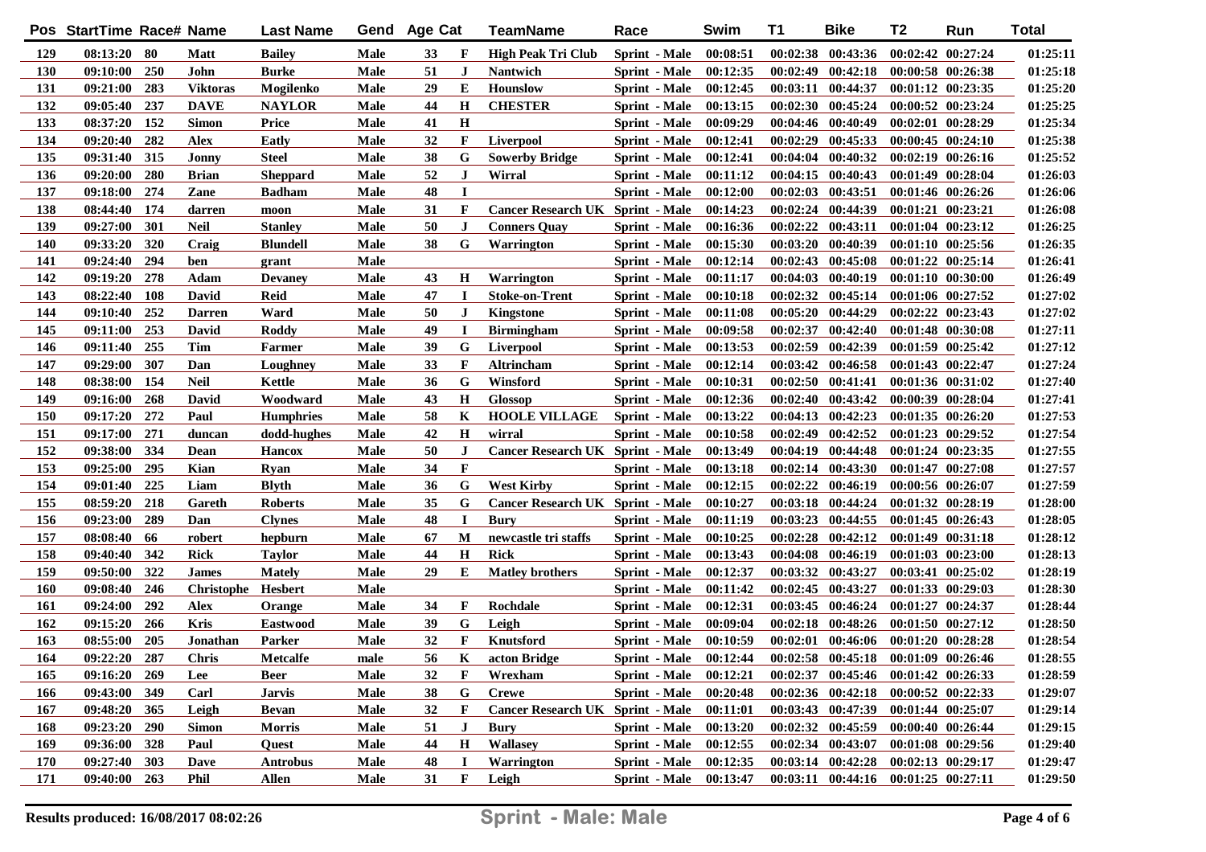| Pos | StartTime | Race# | Name | Last Name | Gend | Age | Cat | TeamName | Race | Swim | T1 | Bike | T2 | Run | Total |
|---|---|---|---|---|---|---|---|---|---|---|---|---|---|---|---|
| 129 | 08:13:20 | 80 | Matt | Bailey | Male | 33 | F | High Peak Tri Club | Sprint - Male | 00:08:51 | 00:02:38 | 00:43:36 | 00:02:42 | 00:27:24 | 01:25:11 |
| 130 | 09:10:00 | 250 | John | Burke | Male | 51 | J | Nantwich | Sprint - Male | 00:12:35 | 00:02:49 | 00:42:18 | 00:00:58 | 00:26:38 | 01:25:18 |
| 131 | 09:21:00 | 283 | Viktoras | Mogilenko | Male | 29 | E | Hounslow | Sprint - Male | 00:12:45 | 00:03:11 | 00:44:37 | 00:01:12 | 00:23:35 | 01:25:20 |
| 132 | 09:05:40 | 237 | DAVE | NAYLOR | Male | 44 | H | CHESTER | Sprint - Male | 00:13:15 | 00:02:30 | 00:45:24 | 00:00:52 | 00:23:24 | 01:25:25 |
| 133 | 08:37:20 | 152 | Simon | Price | Male | 41 | H | | Sprint - Male | 00:09:29 | 00:04:46 | 00:40:49 | 00:02:01 | 00:28:29 | 01:25:34 |
| 134 | 09:20:40 | 282 | Alex | Eatly | Male | 32 | F | Liverpool | Sprint - Male | 00:12:41 | 00:02:29 | 00:45:33 | 00:00:45 | 00:24:10 | 01:25:38 |
| 135 | 09:31:40 | 315 | Jonny | Steel | Male | 38 | G | Sowerby Bridge | Sprint - Male | 00:12:41 | 00:04:04 | 00:40:32 | 00:02:19 | 00:26:16 | 01:25:52 |
| 136 | 09:20:00 | 280 | Brian | Sheppard | Male | 52 | J | Wirral | Sprint - Male | 00:11:12 | 00:04:15 | 00:40:43 | 00:01:49 | 00:28:04 | 01:26:03 |
| 137 | 09:18:00 | 274 | Zane | Badham | Male | 48 | I | | Sprint - Male | 00:12:00 | 00:02:03 | 00:43:51 | 00:01:46 | 00:26:26 | 01:26:06 |
| 138 | 08:44:40 | 174 | darren | moon | Male | 31 | F | Cancer Research UK | Sprint - Male | 00:14:23 | 00:02:24 | 00:44:39 | 00:01:21 | 00:23:21 | 01:26:08 |
| 139 | 09:27:00 | 301 | Neil | Stanley | Male | 50 | J | Conners Quay | Sprint - Male | 00:16:36 | 00:02:22 | 00:43:11 | 00:01:04 | 00:23:12 | 01:26:25 |
| 140 | 09:33:20 | 320 | Craig | Blundell | Male | 38 | G | Warrington | Sprint - Male | 00:15:30 | 00:03:20 | 00:40:39 | 00:01:10 | 00:25:56 | 01:26:35 |
| 141 | 09:24:40 | 294 | ben | grant | Male | | | | Sprint - Male | 00:12:14 | 00:02:43 | 00:45:08 | 00:01:22 | 00:25:14 | 01:26:41 |
| 142 | 09:19:20 | 278 | Adam | Devaney | Male | 43 | H | Warrington | Sprint - Male | 00:11:17 | 00:04:03 | 00:40:19 | 00:01:10 | 00:30:00 | 01:26:49 |
| 143 | 08:22:40 | 108 | David | Reid | Male | 47 | I | Stoke-on-Trent | Sprint - Male | 00:10:18 | 00:02:32 | 00:45:14 | 00:01:06 | 00:27:52 | 01:27:02 |
| 144 | 09:10:40 | 252 | Darren | Ward | Male | 50 | J | Kingstone | Sprint - Male | 00:11:08 | 00:05:20 | 00:44:29 | 00:02:22 | 00:23:43 | 01:27:02 |
| 145 | 09:11:00 | 253 | David | Roddy | Male | 49 | I | Birmingham | Sprint - Male | 00:09:58 | 00:02:37 | 00:42:40 | 00:01:48 | 00:30:08 | 01:27:11 |
| 146 | 09:11:40 | 255 | Tim | Farmer | Male | 39 | G | Liverpool | Sprint - Male | 00:13:53 | 00:02:59 | 00:42:39 | 00:01:59 | 00:25:42 | 01:27:12 |
| 147 | 09:29:00 | 307 | Dan | Loughney | Male | 33 | F | Altrincham | Sprint - Male | 00:12:14 | 00:03:42 | 00:46:58 | 00:01:43 | 00:22:47 | 01:27:24 |
| 148 | 08:38:00 | 154 | Neil | Kettle | Male | 36 | G | Winsford | Sprint - Male | 00:10:31 | 00:02:50 | 00:41:41 | 00:01:36 | 00:31:02 | 01:27:40 |
| 149 | 09:16:00 | 268 | David | Woodward | Male | 43 | H | Glossop | Sprint - Male | 00:12:36 | 00:02:40 | 00:43:42 | 00:00:39 | 00:28:04 | 01:27:41 |
| 150 | 09:17:20 | 272 | Paul | Humphries | Male | 58 | K | HOOLE VILLAGE | Sprint - Male | 00:13:22 | 00:04:13 | 00:42:23 | 00:01:35 | 00:26:20 | 01:27:53 |
| 151 | 09:17:00 | 271 | duncan | dodd-hughes | Male | 42 | H | wirral | Sprint - Male | 00:10:58 | 00:02:49 | 00:42:52 | 00:01:23 | 00:29:52 | 01:27:54 |
| 152 | 09:38:00 | 334 | Dean | Hancox | Male | 50 | J | Cancer Research UK | Sprint - Male | 00:13:49 | 00:04:19 | 00:44:48 | 00:01:24 | 00:23:35 | 01:27:55 |
| 153 | 09:25:00 | 295 | Kian | Ryan | Male | 34 | F | | Sprint - Male | 00:13:18 | 00:02:14 | 00:43:30 | 00:01:47 | 00:27:08 | 01:27:57 |
| 154 | 09:01:40 | 225 | Liam | Blyth | Male | 36 | G | West Kirby | Sprint - Male | 00:12:15 | 00:02:22 | 00:46:19 | 00:00:56 | 00:26:07 | 01:27:59 |
| 155 | 08:59:20 | 218 | Gareth | Roberts | Male | 35 | G | Cancer Research UK | Sprint - Male | 00:10:27 | 00:03:18 | 00:44:24 | 00:01:32 | 00:28:19 | 01:28:00 |
| 156 | 09:23:00 | 289 | Dan | Clynes | Male | 48 | I | Bury | Sprint - Male | 00:11:19 | 00:03:23 | 00:44:55 | 00:01:45 | 00:26:43 | 01:28:05 |
| 157 | 08:08:40 | 66 | robert | hepburn | Male | 67 | M | newcastle tri staffs | Sprint - Male | 00:10:25 | 00:02:28 | 00:42:12 | 00:01:49 | 00:31:18 | 01:28:12 |
| 158 | 09:40:40 | 342 | Rick | Taylor | Male | 44 | H | Rick | Sprint - Male | 00:13:43 | 00:04:08 | 00:46:19 | 00:01:03 | 00:23:00 | 01:28:13 |
| 159 | 09:50:00 | 322 | James | Mately | Male | 29 | E | Matley brothers | Sprint - Male | 00:12:37 | 00:03:32 | 00:43:27 | 00:03:41 | 00:25:02 | 01:28:19 |
| 160 | 09:08:40 | 246 | Christophe | Hesbert | Male | | | | Sprint - Male | 00:11:42 | 00:02:45 | 00:43:27 | 00:01:33 | 00:29:03 | 01:28:30 |
| 161 | 09:24:00 | 292 | Alex | Orange | Male | 34 | F | Rochdale | Sprint - Male | 00:12:31 | 00:03:45 | 00:46:24 | 00:01:27 | 00:24:37 | 01:28:44 |
| 162 | 09:15:20 | 266 | Kris | Eastwood | Male | 39 | G | Leigh | Sprint - Male | 00:09:04 | 00:02:18 | 00:48:26 | 00:01:50 | 00:27:12 | 01:28:50 |
| 163 | 08:55:00 | 205 | Jonathan | Parker | Male | 32 | F | Knutsford | Sprint - Male | 00:10:59 | 00:02:01 | 00:46:06 | 00:01:20 | 00:28:28 | 01:28:54 |
| 164 | 09:22:20 | 287 | Chris | Metcalfe | male | 56 | K | acton Bridge | Sprint - Male | 00:12:44 | 00:02:58 | 00:45:18 | 00:01:09 | 00:26:46 | 01:28:55 |
| 165 | 09:16:20 | 269 | Lee | Beer | Male | 32 | F | Wrexham | Sprint - Male | 00:12:21 | 00:02:37 | 00:45:46 | 00:01:42 | 00:26:33 | 01:28:59 |
| 166 | 09:43:00 | 349 | Carl | Jarvis | Male | 38 | G | Crewe | Sprint - Male | 00:20:48 | 00:02:36 | 00:42:18 | 00:00:52 | 00:22:33 | 01:29:07 |
| 167 | 09:48:20 | 365 | Leigh | Bevan | Male | 32 | F | Cancer Research UK | Sprint - Male | 00:11:01 | 00:03:43 | 00:47:39 | 00:01:44 | 00:25:07 | 01:29:14 |
| 168 | 09:23:20 | 290 | Simon | Morris | Male | 51 | J | Bury | Sprint - Male | 00:13:20 | 00:02:32 | 00:45:59 | 00:00:40 | 00:26:44 | 01:29:15 |
| 169 | 09:36:00 | 328 | Paul | Quest | Male | 44 | H | Wallasey | Sprint - Male | 00:12:55 | 00:02:34 | 00:43:07 | 00:01:08 | 00:29:56 | 01:29:40 |
| 170 | 09:27:40 | 303 | Dave | Antrobus | Male | 48 | I | Warrington | Sprint - Male | 00:12:35 | 00:03:14 | 00:42:28 | 00:02:13 | 00:29:17 | 01:29:47 |
| 171 | 09:40:00 | 263 | Phil | Allen | Male | 31 | F | Leigh | Sprint - Male | 00:13:47 | 00:03:11 | 00:44:16 | 00:01:25 | 00:27:11 | 01:29:50 |

Results produced: 16/08/2017 08:02:26

**Sprint - Male: Male**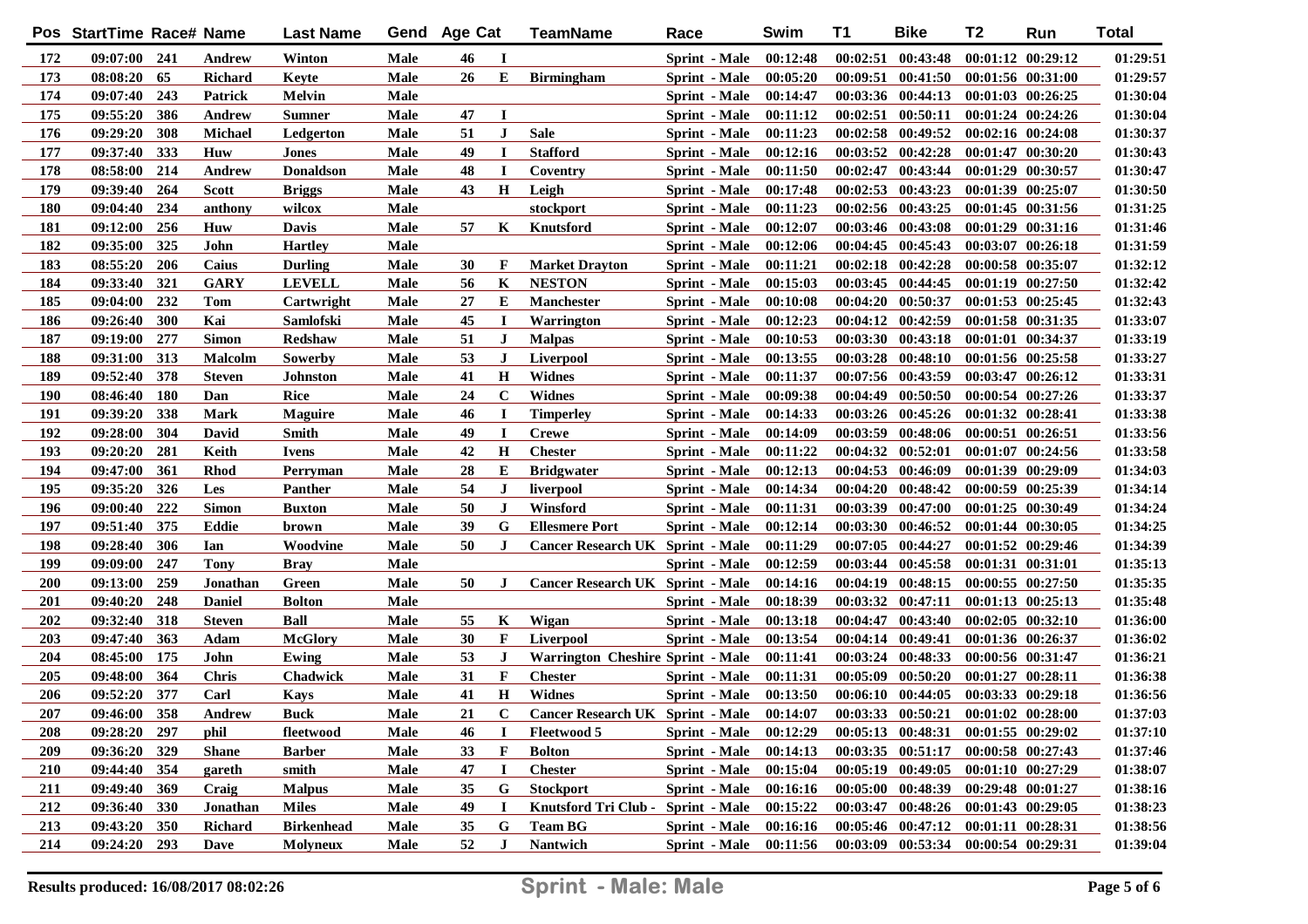| Pos | StartTime | Race# | Name | Last Name | Gend | Age | Cat | TeamName | Race | Swim | T1 | Bike | T2 | Run | Total |
|---|---|---|---|---|---|---|---|---|---|---|---|---|---|---|---|
| 172 | 09:07:00 | 241 | Andrew | Winton | Male | 46 | I | | Sprint - Male | 00:12:48 | 00:02:51 | 00:43:48 | 00:01:12 | 00:29:12 | 01:29:51 |
| 173 | 08:08:20 | 65 | Richard | Keyte | Male | 26 | E | Birmingham | Sprint - Male | 00:05:20 | 00:09:51 | 00:41:50 | 00:01:56 | 00:31:00 | 01:29:57 |
| 174 | 09:07:40 | 243 | Patrick | Melvin | Male | | | | Sprint - Male | 00:14:47 | 00:03:36 | 00:44:13 | 00:01:03 | 00:26:25 | 01:30:04 |
| 175 | 09:55:20 | 386 | Andrew | Sumner | Male | 47 | I | | Sprint - Male | 00:11:12 | 00:02:51 | 00:50:11 | 00:01:24 | 00:24:26 | 01:30:04 |
| 176 | 09:29:20 | 308 | Michael | Ledgerton | Male | 51 | J | Sale | Sprint - Male | 00:11:23 | 00:02:58 | 00:49:52 | 00:02:16 | 00:24:08 | 01:30:37 |
| 177 | 09:37:40 | 333 | Huw | Jones | Male | 49 | I | Stafford | Sprint - Male | 00:12:16 | 00:03:52 | 00:42:28 | 00:01:47 | 00:30:20 | 01:30:43 |
| 178 | 08:58:00 | 214 | Andrew | Donaldson | Male | 48 | I | Coventry | Sprint - Male | 00:11:50 | 00:02:47 | 00:43:44 | 00:01:29 | 00:30:57 | 01:30:47 |
| 179 | 09:39:40 | 264 | Scott | Briggs | Male | 43 | H | Leigh | Sprint - Male | 00:17:48 | 00:02:53 | 00:43:23 | 00:01:39 | 00:25:07 | 01:30:50 |
| 180 | 09:04:40 | 234 | anthony | wilcox | Male | | | stockport | Sprint - Male | 00:11:23 | 00:02:56 | 00:43:25 | 00:01:45 | 00:31:56 | 01:31:25 |
| 181 | 09:12:00 | 256 | Huw | Davis | Male | 57 | K | Knutsford | Sprint - Male | 00:12:07 | 00:03:46 | 00:43:08 | 00:01:29 | 00:31:16 | 01:31:46 |
| 182 | 09:35:00 | 325 | John | Hartley | Male | | | | Sprint - Male | 00:12:06 | 00:04:45 | 00:45:43 | 00:03:07 | 00:26:18 | 01:31:59 |
| 183 | 08:55:20 | 206 | Caius | Durling | Male | 30 | F | Market Drayton | Sprint - Male | 00:11:21 | 00:02:18 | 00:42:28 | 00:00:58 | 00:35:07 | 01:32:12 |
| 184 | 09:33:40 | 321 | GARY | LEVELL | Male | 56 | K | NESTON | Sprint - Male | 00:15:03 | 00:03:45 | 00:44:45 | 00:01:19 | 00:27:50 | 01:32:42 |
| 185 | 09:04:00 | 232 | Tom | Cartwright | Male | 27 | E | Manchester | Sprint - Male | 00:10:08 | 00:04:20 | 00:50:37 | 00:01:53 | 00:25:45 | 01:32:43 |
| 186 | 09:26:40 | 300 | Kai | Samlofski | Male | 45 | I | Warrington | Sprint - Male | 00:12:23 | 00:04:12 | 00:42:59 | 00:01:58 | 00:31:35 | 01:33:07 |
| 187 | 09:19:00 | 277 | Simon | Redshaw | Male | 51 | J | Malpas | Sprint - Male | 00:10:53 | 00:03:30 | 00:43:18 | 00:01:01 | 00:34:37 | 01:33:19 |
| 188 | 09:31:00 | 313 | Malcolm | Sowerby | Male | 53 | J | Liverpool | Sprint - Male | 00:13:55 | 00:03:28 | 00:48:10 | 00:01:56 | 00:25:58 | 01:33:27 |
| 189 | 09:52:40 | 378 | Steven | Johnston | Male | 41 | H | Widnes | Sprint - Male | 00:11:37 | 00:07:56 | 00:43:59 | 00:03:47 | 00:26:12 | 01:33:31 |
| 190 | 08:46:40 | 180 | Dan | Rice | Male | 24 | C | Widnes | Sprint - Male | 00:09:38 | 00:04:49 | 00:50:50 | 00:00:54 | 00:27:26 | 01:33:37 |
| 191 | 09:39:20 | 338 | Mark | Maguire | Male | 46 | I | Timperley | Sprint - Male | 00:14:33 | 00:03:26 | 00:45:26 | 00:01:32 | 00:28:41 | 01:33:38 |
| 192 | 09:28:00 | 304 | David | Smith | Male | 49 | I | Crewe | Sprint - Male | 00:14:09 | 00:03:59 | 00:48:06 | 00:00:51 | 00:26:51 | 01:33:56 |
| 193 | 09:20:20 | 281 | Keith | Ivens | Male | 42 | H | Chester | Sprint - Male | 00:11:22 | 00:04:32 | 00:52:01 | 00:01:07 | 00:24:56 | 01:33:58 |
| 194 | 09:47:00 | 361 | Rhod | Perryman | Male | 28 | E | Bridgwater | Sprint - Male | 00:12:13 | 00:04:53 | 00:46:09 | 00:01:39 | 00:29:09 | 01:34:03 |
| 195 | 09:35:20 | 326 | Les | Panther | Male | 54 | J | liverpool | Sprint - Male | 00:14:34 | 00:04:20 | 00:48:42 | 00:00:59 | 00:25:39 | 01:34:14 |
| 196 | 09:00:40 | 222 | Simon | Buxton | Male | 50 | J | Winsford | Sprint - Male | 00:11:31 | 00:03:39 | 00:47:00 | 00:01:25 | 00:30:49 | 01:34:24 |
| 197 | 09:51:40 | 375 | Eddie | brown | Male | 39 | G | Ellesmere Port | Sprint - Male | 00:12:14 | 00:03:30 | 00:46:52 | 00:01:44 | 00:30:05 | 01:34:25 |
| 198 | 09:28:40 | 306 | Ian | Woodvine | Male | 50 | J | Cancer Research UK | Sprint - Male | 00:11:29 | 00:07:05 | 00:44:27 | 00:01:52 | 00:29:46 | 01:34:39 |
| 199 | 09:09:00 | 247 | Tony | Bray | Male | | | | Sprint - Male | 00:12:59 | 00:03:44 | 00:45:58 | 00:01:31 | 00:31:01 | 01:35:13 |
| 200 | 09:13:00 | 259 | Jonathan | Green | Male | 50 | J | Cancer Research UK | Sprint - Male | 00:14:16 | 00:04:19 | 00:48:15 | 00:00:55 | 00:27:50 | 01:35:35 |
| 201 | 09:40:20 | 248 | Daniel | Bolton | Male | | | | Sprint - Male | 00:18:39 | 00:03:32 | 00:47:11 | 00:01:13 | 00:25:13 | 01:35:48 |
| 202 | 09:32:40 | 318 | Steven | Ball | Male | 55 | K | Wigan | Sprint - Male | 00:13:18 | 00:04:47 | 00:43:40 | 00:02:05 | 00:32:10 | 01:36:00 |
| 203 | 09:47:40 | 363 | Adam | McGlory | Male | 30 | F | Liverpool | Sprint - Male | 00:13:54 | 00:04:14 | 00:49:41 | 00:01:36 | 00:26:37 | 01:36:02 |
| 204 | 08:45:00 | 175 | John | Ewing | Male | 53 | J | Warrington Cheshire | Sprint - Male | 00:11:41 | 00:03:24 | 00:48:33 | 00:00:56 | 00:31:47 | 01:36:21 |
| 205 | 09:48:00 | 364 | Chris | Chadwick | Male | 31 | F | Chester | Sprint - Male | 00:11:31 | 00:05:09 | 00:50:20 | 00:01:27 | 00:28:11 | 01:36:38 |
| 206 | 09:52:20 | 377 | Carl | Kays | Male | 41 | H | Widnes | Sprint - Male | 00:13:50 | 00:06:10 | 00:44:05 | 00:03:33 | 00:29:18 | 01:36:56 |
| 207 | 09:46:00 | 358 | Andrew | Buck | Male | 21 | C | Cancer Research UK | Sprint - Male | 00:14:07 | 00:03:33 | 00:50:21 | 00:01:02 | 00:28:00 | 01:37:03 |
| 208 | 09:28:20 | 297 | phil | fleetwood | Male | 46 | I | Fleetwood 5 | Sprint - Male | 00:12:29 | 00:05:13 | 00:48:31 | 00:01:55 | 00:29:02 | 01:37:10 |
| 209 | 09:36:20 | 329 | Shane | Barber | Male | 33 | F | Bolton | Sprint - Male | 00:14:13 | 00:03:35 | 00:51:17 | 00:00:58 | 00:27:43 | 01:37:46 |
| 210 | 09:44:40 | 354 | gareth | smith | Male | 47 | I | Chester | Sprint - Male | 00:15:04 | 00:05:19 | 00:49:05 | 00:01:10 | 00:27:29 | 01:38:07 |
| 211 | 09:49:40 | 369 | Craig | Malpus | Male | 35 | G | Stockport | Sprint - Male | 00:16:16 | 00:05:00 | 00:48:39 | 00:29:48 | 00:01:27 | 01:38:16 |
| 212 | 09:36:40 | 330 | Jonathan | Miles | Male | 49 | I | Knutsford Tri Club - | Sprint - Male | 00:15:22 | 00:03:47 | 00:48:26 | 00:01:43 | 00:29:05 | 01:38:23 |
| 213 | 09:43:20 | 350 | Richard | Birkenhead | Male | 35 | G | Team BG | Sprint - Male | 00:16:16 | 00:05:46 | 00:47:12 | 00:01:11 | 00:28:31 | 01:38:56 |
| 214 | 09:24:20 | 293 | Dave | Molyneux | Male | 52 | J | Nantwich | Sprint - Male | 00:11:56 | 00:03:09 | 00:53:34 | 00:00:54 | 00:29:31 | 01:39:04 |

Results produced: 16/08/2017 08:02:26

**Sprint - Male: Male**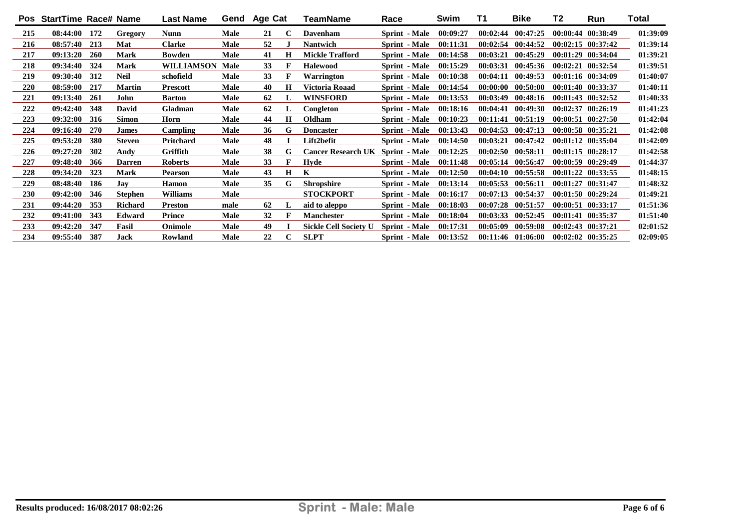| Pos | StartTime | Race# | Name | Last Name | Gend | Age | Cat | TeamName | Race | Swim | T1 | Bike | T2 | Run | Total |
|---|---|---|---|---|---|---|---|---|---|---|---|---|---|---|---|
| 215 | 08:44:00 | 172 | Gregory | Nunn | Male | 21 | C | Davenham | Sprint - Male | 00:09:27 | 00:02:44 | 00:47:25 | 00:00:44 | 00:38:49 | 01:39:09 |
| 216 | 08:57:40 | 213 | Mat | Clarke | Male | 52 | J | Nantwich | Sprint - Male | 00:11:31 | 00:02:54 | 00:44:52 | 00:02:15 | 00:37:42 | 01:39:14 |
| 217 | 09:13:20 | 260 | Mark | Bowden | Male | 41 | H | Mickle Trafford | Sprint - Male | 00:14:58 | 00:03:21 | 00:45:29 | 00:01:29 | 00:34:04 | 01:39:21 |
| 218 | 09:34:40 | 324 | Mark | WILLIAMSON | Male | 33 | F | Halewood | Sprint - Male | 00:15:29 | 00:03:31 | 00:45:36 | 00:02:21 | 00:32:54 | 01:39:51 |
| 219 | 09:30:40 | 312 | Neil | schofield | Male | 33 | F | Warrington | Sprint - Male | 00:10:38 | 00:04:11 | 00:49:53 | 00:01:16 | 00:34:09 | 01:40:07 |
| 220 | 08:59:00 | 217 | Martin | Prescott | Male | 40 | H | Victoria Roaad | Sprint - Male | 00:14:54 | 00:00:00 | 00:50:00 | 00:01:40 | 00:33:37 | 01:40:11 |
| 221 | 09:13:40 | 261 | John | Barton | Male | 62 | L | WINSFORD | Sprint - Male | 00:13:53 | 00:03:49 | 00:48:16 | 00:01:43 | 00:32:52 | 01:40:33 |
| 222 | 09:42:40 | 348 | David | Gladman | Male | 62 | L | Congleton | Sprint - Male | 00:18:16 | 00:04:41 | 00:49:30 | 00:02:37 | 00:26:19 | 01:41:23 |
| 223 | 09:32:00 | 316 | Simon | Horn | Male | 44 | H | Oldham | Sprint - Male | 00:10:23 | 00:11:41 | 00:51:19 | 00:00:51 | 00:27:50 | 01:42:04 |
| 224 | 09:16:40 | 270 | James | Campling | Male | 36 | G | Doncaster | Sprint - Male | 00:13:43 | 00:04:53 | 00:47:13 | 00:00:58 | 00:35:21 | 01:42:08 |
| 225 | 09:53:20 | 380 | Steven | Pritchard | Male | 48 | I | Lift2befit | Sprint - Male | 00:14:50 | 00:03:21 | 00:47:42 | 00:01:12 | 00:35:04 | 01:42:09 |
| 226 | 09:27:20 | 302 | Andy | Griffith | Male | 38 | G | Cancer Research UK | Sprint - Male | 00:12:25 | 00:02:50 | 00:58:11 | 00:01:15 | 00:28:17 | 01:42:58 |
| 227 | 09:48:40 | 366 | Darren | Roberts | Male | 33 | F | Hyde | Sprint - Male | 00:11:48 | 00:05:14 | 00:56:47 | 00:00:59 | 00:29:49 | 01:44:37 |
| 228 | 09:34:20 | 323 | Mark | Pearson | Male | 43 | H | K | Sprint - Male | 00:12:50 | 00:04:10 | 00:55:58 | 00:01:22 | 00:33:55 | 01:48:15 |
| 229 | 08:48:40 | 186 | Jay | Hamon | Male | 35 | G | Shropshire | Sprint - Male | 00:13:14 | 00:05:53 | 00:56:11 | 00:01:27 | 00:31:47 | 01:48:32 |
| 230 | 09:42:00 | 346 | Stephen | Williams | Male | | | STOCKPORT | Sprint - Male | 00:16:17 | 00:07:13 | 00:54:37 | 00:01:50 | 00:29:24 | 01:49:21 |
| 231 | 09:44:20 | 353 | Richard | Preston | male | 62 | L | aid to aleppo | Sprint - Male | 00:18:03 | 00:07:28 | 00:51:57 | 00:00:51 | 00:33:17 | 01:51:36 |
| 232 | 09:41:00 | 343 | Edward | Prince | Male | 32 | F | Manchester | Sprint - Male | 00:18:04 | 00:03:33 | 00:52:45 | 00:01:41 | 00:35:37 | 01:51:40 |
| 233 | 09:42:20 | 347 | Fasil | Onimole | Male | 49 | I | Sickle Cell Society U | Sprint - Male | 00:17:31 | 00:05:09 | 00:59:08 | 00:02:43 | 00:37:21 | 02:01:52 |
| 234 | 09:55:40 | 387 | Jack | Rowland | Male | 22 | C | SLPT | Sprint - Male | 00:13:52 | 00:11:46 | 01:06:00 | 00:02:02 | 00:35:25 | 02:09:05 |

Results produced: 16/08/2017 08:02:26

**Sprint - Male: Male**